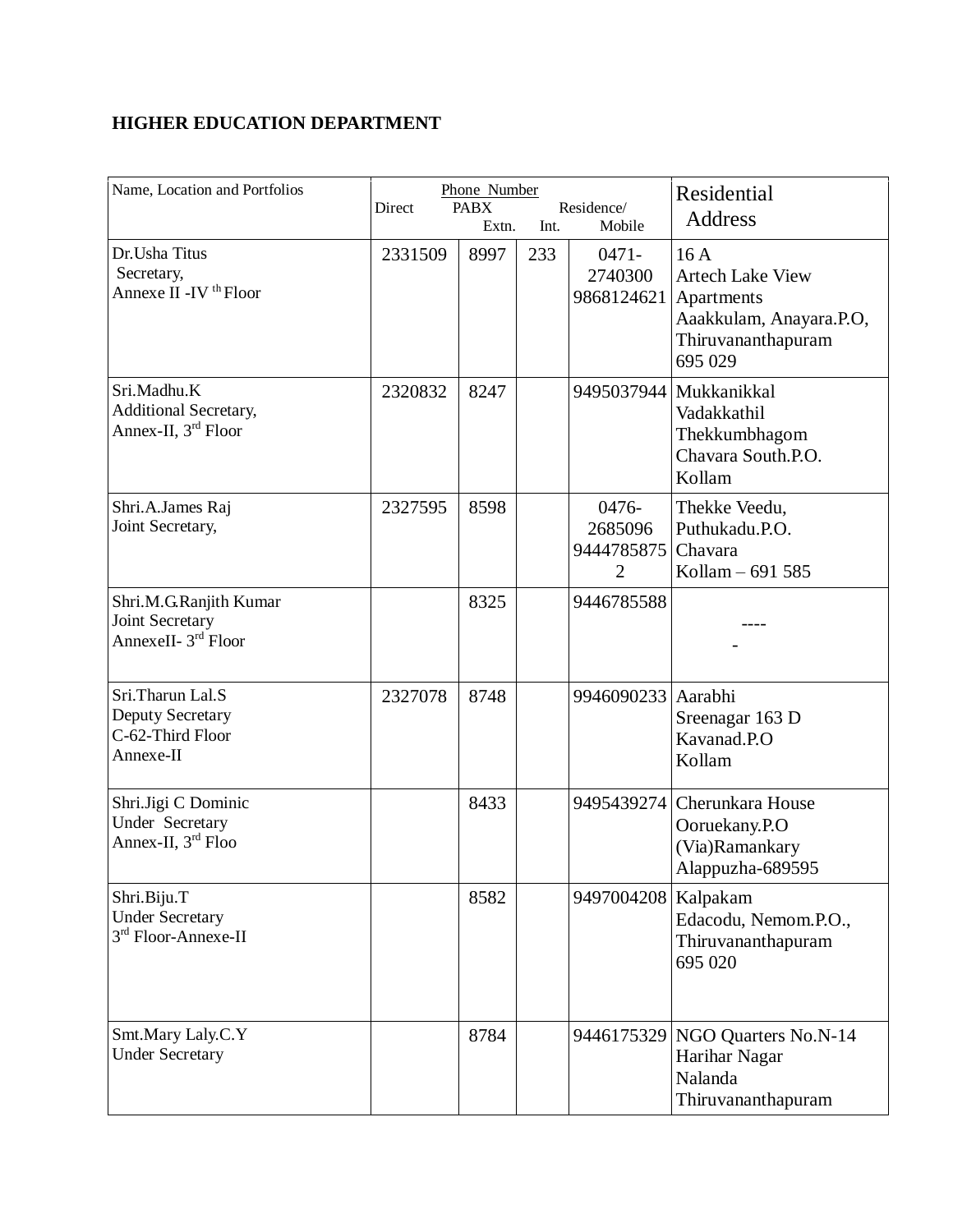**HIGHER EDUCATION DEPARTMENT**

| Name, Location and Portfolios | Phone Number Direct | PABX Extn. | Int. | Residence/ Mobile | Residential Address |
|---|---|---|---|---|---|
| Dr.Usha Titus Secretary, Annexe II -IV th Floor | 2331509 | 8997 | 233 | 0471-2740300 9868124621 | 16 A Artech Lake View Apartments Aaakkulam, Anayara.P.O, Thiruvananthapuram 695 029 |
| Sri.Madhu.K Additional Secretary, Annex-II, 3rd Floor | 2320832 | 8247 | | 9495037944 | Mukkanikkal Vadakkathil Thekkumbhagom Chavara South.P.O. Kollam |
| Shri.A.James Raj Joint Secretary, | 2327595 | 8598 | | 0476-2685096 94447858752 | Thekke Veedu, Puthukadu.P.O. Chavara Kollam – 691 585 |
| Shri.M.G.Ranjith Kumar Joint Secretary AnnexeII- 3rd Floor | | 8325 | | 9446785588 | ----- |
| Sri.Tharun Lal.S Deputy Secretary C-62-Third Floor Annexe-II | 2327078 | 8748 | | 9946090233 | Aarabhi Sreenagar 163 D Kavanad.P.O Kollam |
| Shri.Jigi C Dominic Under Secretary Annex-II, 3rd Floo | | 8433 | | 9495439274 | Cherunkara House Ooruekany.P.O (Via)Ramankary Alappuzha-689595 |
| Shri.Biju.T Under Secretary 3rd Floor-Annexe-II | | 8582 | | 9497004208 | Kalpakam Edacodu, Nemom.P.O., Thiruvananthapuram 695 020 |
| Smt.Mary Laly.C.Y Under Secretary | | 8784 | | 9446175329 | NGO Quarters No.N-14 Harihar Nagar Nalanda Thiruvananthapuram |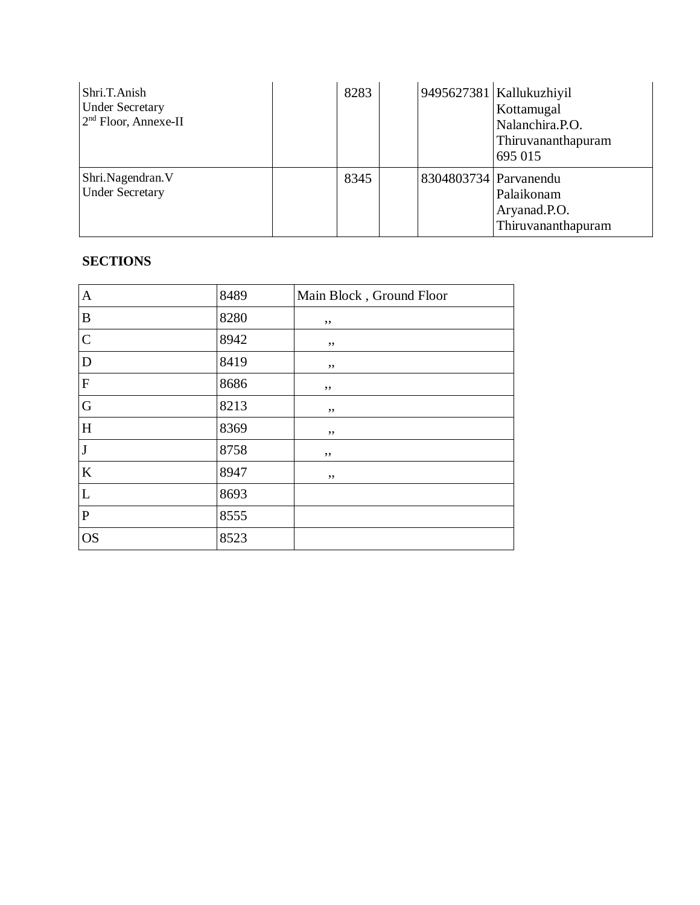| | | | | | |
|---|---|---|---|---|---|
| Shri.T.Anish<br>Under Secretary<br>2nd Floor, Annexe-II | | 8283 | | 9495627381 | Kallukuzhiyil<br>Kottamugal<br>Nalanchira.P.O.<br>Thiruvananthapuram<br>695 015 |
| Shri.Nagendran.V<br>Under Secretary | | 8345 | | 8304803734 | Parvanendu<br>Palaikonam<br>Aryanad.P.O.<br>Thiruvananthapuram |

**SECTIONS**

| | | |
|---|---|---|
| A | 8489 | Main Block , Ground Floor |
| B | 8280 | ,, |
| C | 8942 | ,, |
| D | 8419 | ,, |
| F | 8686 | ,, |
| G | 8213 | ,, |
| H | 8369 | ,, |
| J | 8758 | ,, |
| K | 8947 | ,, |
| L | 8693 | |
| P | 8555 | |
| OS | 8523 | |